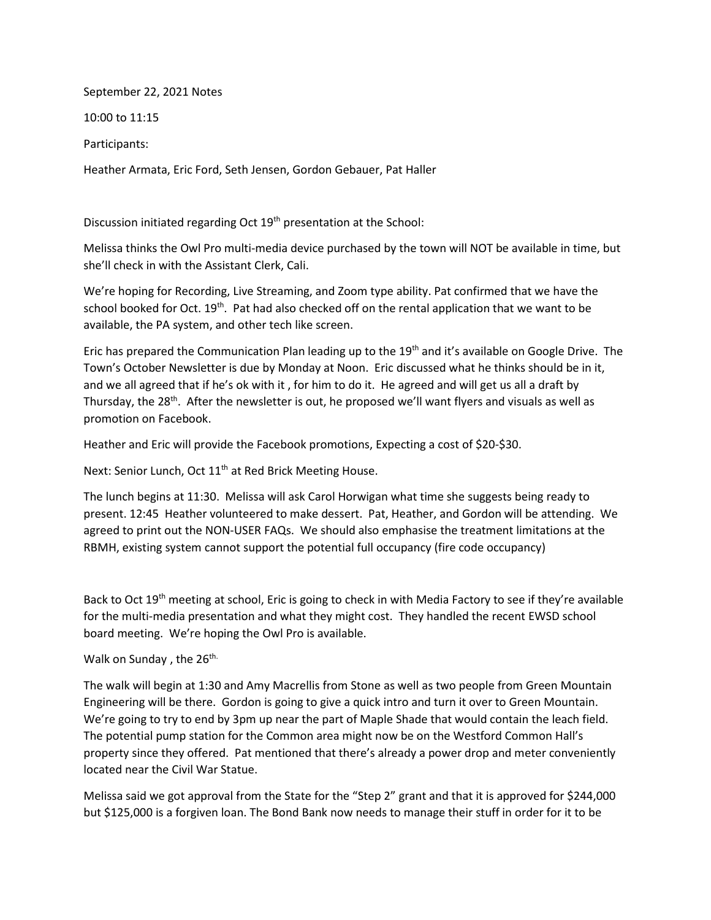September 22, 2021 Notes

10:00 to 11:15

Participants:

Heather Armata, Eric Ford, Seth Jensen, Gordon Gebauer, Pat Haller

Discussion initiated regarding Oct 19th presentation at the School:

Melissa thinks the Owl Pro multi-media device purchased by the town will NOT be available in time, but she'll check in with the Assistant Clerk, Cali.

We're hoping for Recording, Live Streaming, and Zoom type ability. Pat confirmed that we have the school booked for Oct. 19th. Pat had also checked off on the rental application that we want to be available, the PA system, and other tech like screen.

Eric has prepared the Communication Plan leading up to the 19th and it's available on Google Drive. The Town's October Newsletter is due by Monday at Noon. Eric discussed what he thinks should be in it, and we all agreed that if he's ok with it , for him to do it. He agreed and will get us all a draft by Thursday, the 28th. After the newsletter is out, he proposed we'll want flyers and visuals as well as promotion on Facebook.

Heather and Eric will provide the Facebook promotions, Expecting a cost of $20-$30.

Next: Senior Lunch, Oct 11th at Red Brick Meeting House.

The lunch begins at 11:30. Melissa will ask Carol Horwigan what time she suggests being ready to present. 12:45 Heather volunteered to make dessert. Pat, Heather, and Gordon will be attending. We agreed to print out the NON-USER FAQs. We should also emphasise the treatment limitations at the RBMH, existing system cannot support the potential full occupancy (fire code occupancy)

Back to Oct 19th meeting at school, Eric is going to check in with Media Factory to see if they're available for the multi-media presentation and what they might cost. They handled the recent EWSD school board meeting. We're hoping the Owl Pro is available.

Walk on Sunday , the 26th.

The walk will begin at 1:30 and Amy Macrellis from Stone as well as two people from Green Mountain Engineering will be there. Gordon is going to give a quick intro and turn it over to Green Mountain. We're going to try to end by 3pm up near the part of Maple Shade that would contain the leach field. The potential pump station for the Common area might now be on the Westford Common Hall's property since they offered. Pat mentioned that there's already a power drop and meter conveniently located near the Civil War Statue.

Melissa said we got approval from the State for the "Step 2" grant and that it is approved for $244,000 but $125,000 is a forgiven loan. The Bond Bank now needs to manage their stuff in order for it to be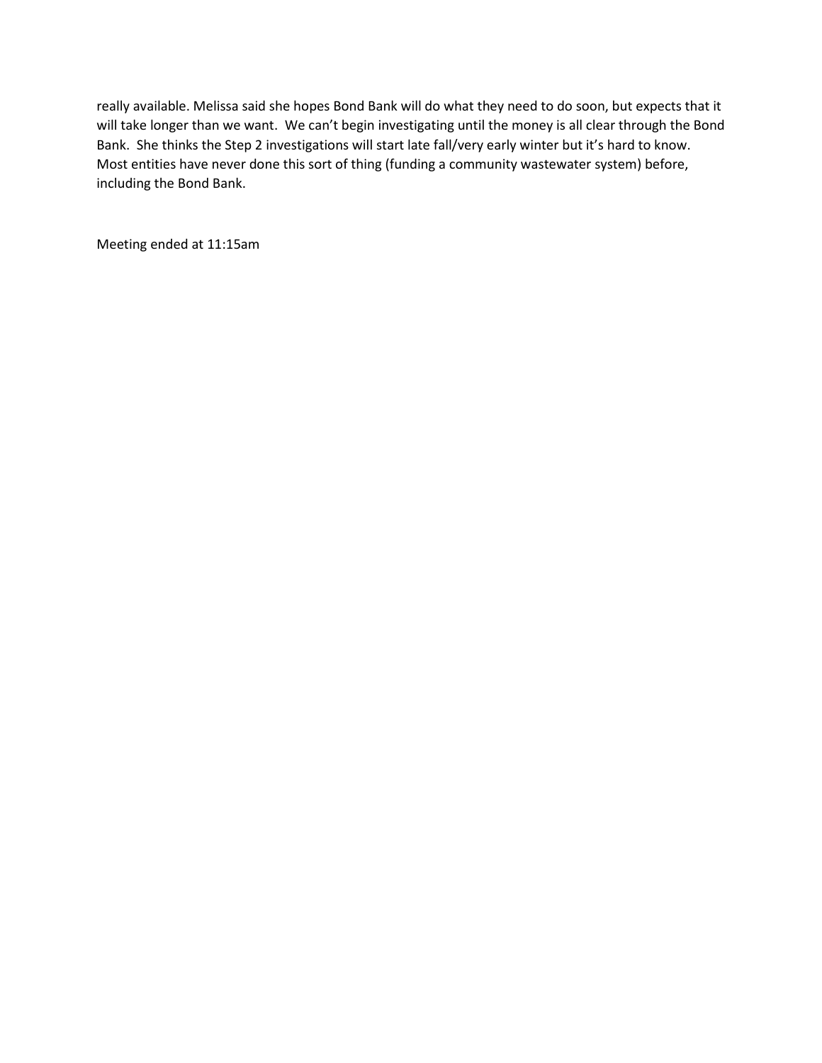really available. Melissa said she hopes Bond Bank will do what they need to do soon, but expects that it will take longer than we want. We can't begin investigating until the money is all clear through the Bond Bank. She thinks the Step 2 investigations will start late fall/very early winter but it's hard to know. Most entities have never done this sort of thing (funding a community wastewater system) before, including the Bond Bank.

Meeting ended at 11:15am